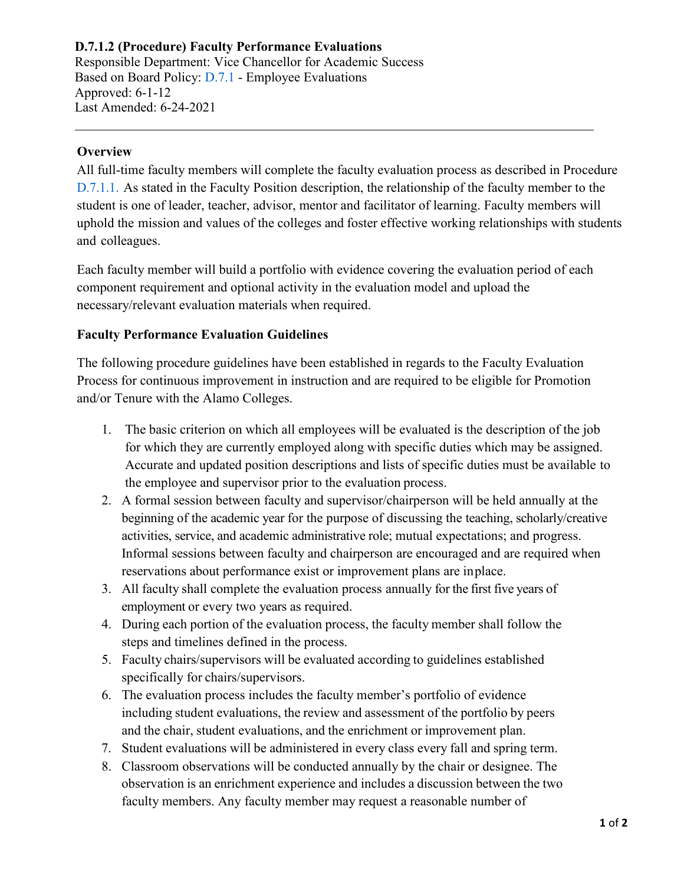**D.7.1.2 (Procedure) Faculty Performance Evaluations**
Responsible Department: Vice Chancellor for Academic Success
Based on Board Policy: D.7.1 - Employee Evaluations
Approved: 6-1-12
Last Amended: 6-24-2021

---

**Overview**

All full-time faculty members will complete the faculty evaluation process as described in Procedure D.7.1.1. As stated in the Faculty Position description, the relationship of the faculty member to the student is one of leader, teacher, advisor, mentor and facilitator of learning. Faculty members will uphold the mission and values of the colleges and foster effective working relationships with students and colleagues.

Each faculty member will build a portfolio with evidence covering the evaluation period of each component requirement and optional activity in the evaluation model and upload the necessary/relevant evaluation materials when required.

**Faculty Performance Evaluation Guidelines**

The following procedure guidelines have been established in regards to the Faculty Evaluation Process for continuous improvement in instruction and are required to be eligible for Promotion and/or Tenure with the Alamo Colleges.

1. The basic criterion on which all employees will be evaluated is the description of the job for which they are currently employed along with specific duties which may be assigned. Accurate and updated position descriptions and lists of specific duties must be available to the employee and supervisor prior to the evaluation process.
2. A formal session between faculty and supervisor/chairperson will be held annually at the beginning of the academic year for the purpose of discussing the teaching, scholarly/creative activities, service, and academic administrative role; mutual expectations; and progress. Informal sessions between faculty and chairperson are encouraged and are required when reservations about performance exist or improvement plans are in place.
3. All faculty shall complete the evaluation process annually for the first five years of employment or every two years as required.
4. During each portion of the evaluation process, the faculty member shall follow the steps and timelines defined in the process.
5. Faculty chairs/supervisors will be evaluated according to guidelines established specifically for chairs/supervisors.
6. The evaluation process includes the faculty member's portfolio of evidence including student evaluations, the review and assessment of the portfolio by peers and the chair, student evaluations, and the enrichment or improvement plan.
7. Student evaluations will be administered in every class every fall and spring term.
8. Classroom observations will be conducted annually by the chair or designee. The observation is an enrichment experience and includes a discussion between the two faculty members. Any faculty member may request a reasonable number of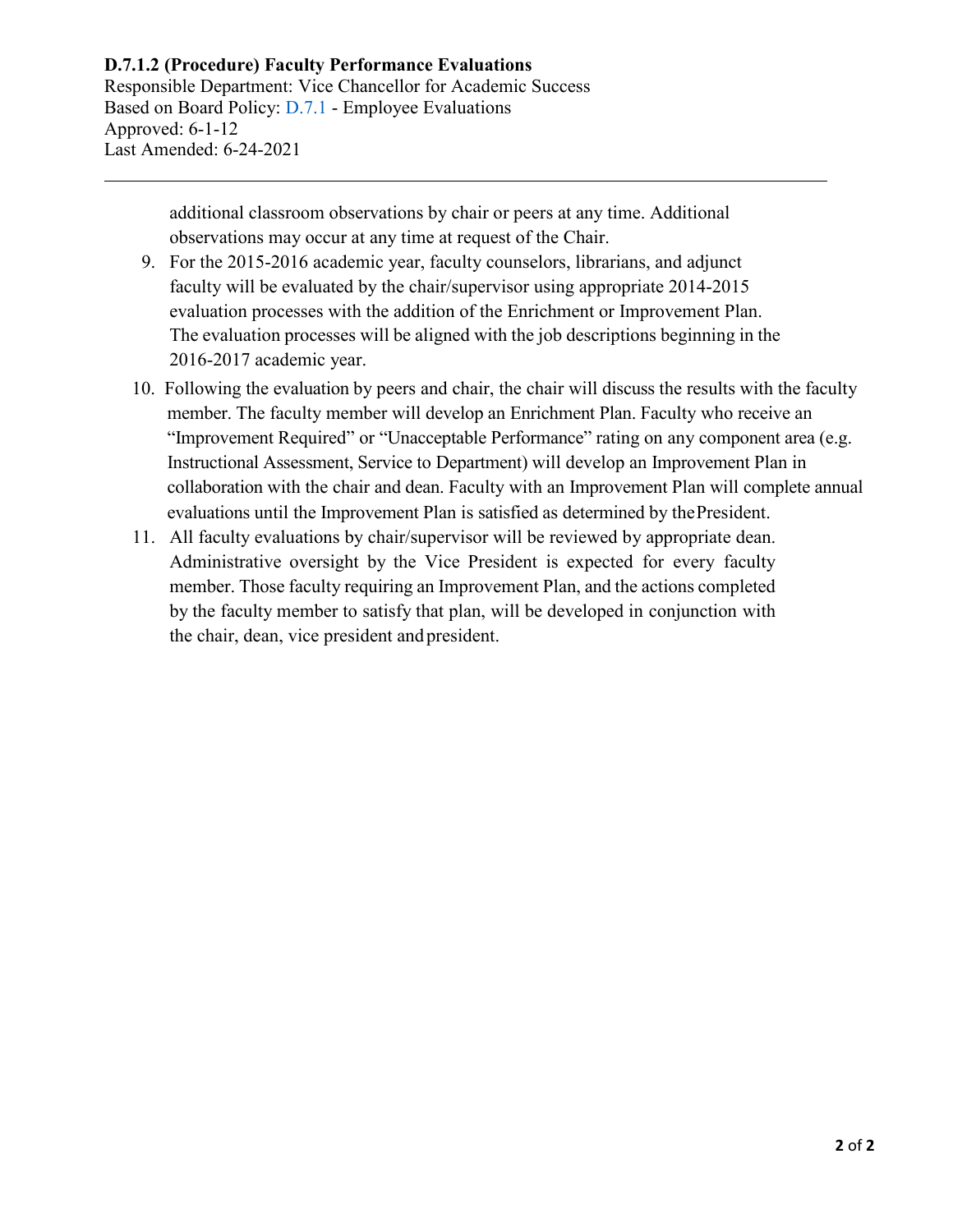additional classroom observations by chair or peers at any time. Additional observations may occur at any time at request of the Chair.

9. For the 2015-2016 academic year, faculty counselors, librarians, and adjunct faculty will be evaluated by the chair/supervisor using appropriate 2014-2015 evaluation processes with the addition of the Enrichment or Improvement Plan. The evaluation processes will be aligned with the job descriptions beginning in the 2016-2017 academic year.
10. Following the evaluation by peers and chair, the chair will discuss the results with the faculty member. The faculty member will develop an Enrichment Plan. Faculty who receive an "Improvement Required" or "Unacceptable Performance" rating on any component area (e.g. Instructional Assessment, Service to Department) will develop an Improvement Plan in collaboration with the chair and dean. Faculty with an Improvement Plan will complete annual evaluations until the Improvement Plan is satisfied as determined by the President.
11. All faculty evaluations by chair/supervisor will be reviewed by appropriate dean. Administrative oversight by the Vice President is expected for every faculty member. Those faculty requiring an Improvement Plan, and the actions completed by the faculty member to satisfy that plan, will be developed in conjunction with the chair, dean, vice president and president.